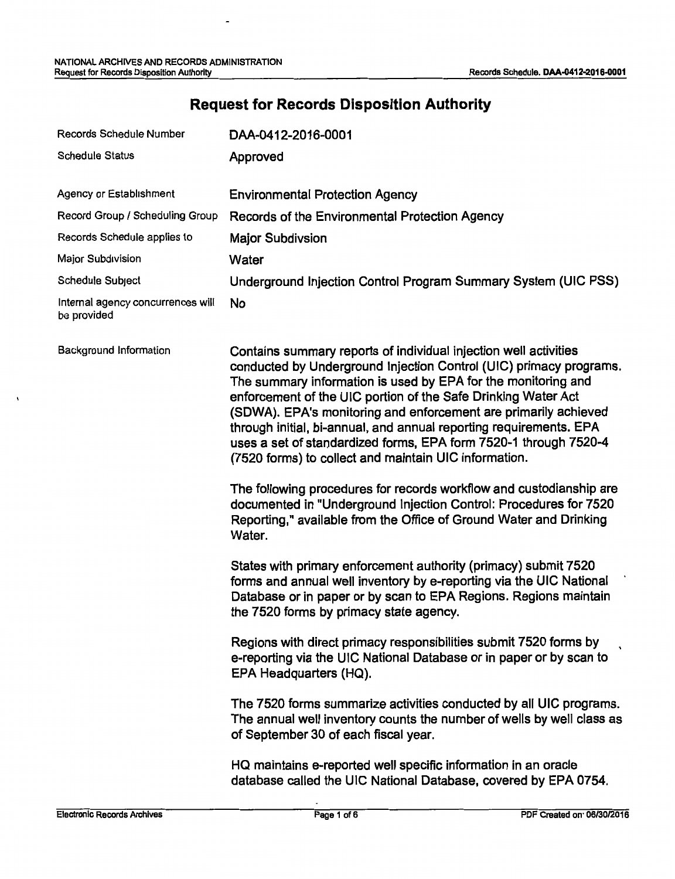# Request for Records Disposition Authority

| | |
|---|---|
| Records Schedule Number | DAA-0412-2016-0001 |
| Schedule Status | Approved |
| Agency or Establishment | Environmental Protection Agency |
| Record Group / Scheduling Group | Records of the Environmental Protection Agency |
| Records Schedule applies to | Major Subdivsion |
| Major Subdivision | Water |
| Schedule Subject | Underground Injection Control Program Summary System (UIC PSS) |
| Internal agency concurrences will be provided | No |

**Background Information**

Contains summary reports of individual injection well activities conducted by Underground Injection Control (UIC) primacy programs. The summary information is used by EPA for the monitoring and enforcement of the UIC portion of the Safe Drinking Water Act (SDWA). EPA's monitoring and enforcement are primarily achieved through initial, bi-annual, and annual reporting requirements. EPA uses a set of standardized forms, EPA form 7520-1 through 7520-4 (7520 forms) to collect and maintain UIC information.

The following procedures for records workflow and custodianship are documented in "Underground Injection Control: Procedures for 7520 Reporting," available from the Office of Ground Water and Drinking Water.

States with primary enforcement authority (primacy) submit 7520 forms and annual well inventory by e-reporting via the UIC National Database or in paper or by scan to EPA Regions. Regions maintain the 7520 forms by primacy state agency.

Regions with direct primacy responsibilities submit 7520 forms by e-reporting via the UIC National Database or in paper or by scan to EPA Headquarters (HQ).

The 7520 forms summarize activities conducted by all UIC programs. The annual well inventory counts the number of wells by well class as of September 30 of each fiscal year.

HQ maintains e-reported well specific information in an oracle database called the UIC National Database, covered by EPA 0754.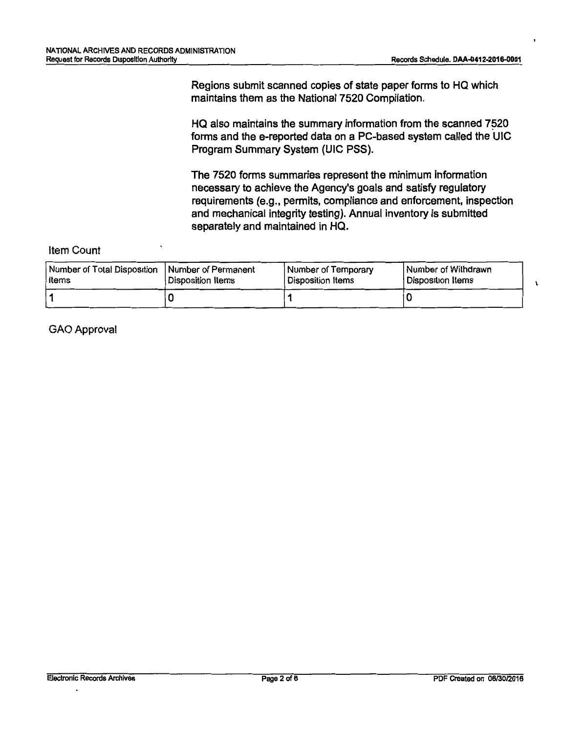Regions submit scanned copies of state paper forms to HQ which maintains them as the National 7520 Compilation.

HQ also maintains the summary information from the scanned 7520 forms and the e-reported data on a PC-based system called the UIC Program Summary System (UIC PSS).

The 7520 forms summaries represent the minimum information necessary to achieve the Agency's goals and satisfy regulatory requirements (e.g., permits, compliance and enforcement, inspection and mechanical integrity testing). Annual inventory is submitted separately and maintained in HQ.

Item Count

| Number of Total Disposition Items | Number of Permanent Disposition Items | Number of Temporary Disposition Items | Number of Withdrawn Disposition Items |
|---|---|---|---|
| 1 | 0 | 1 | 0 |

GAO Approval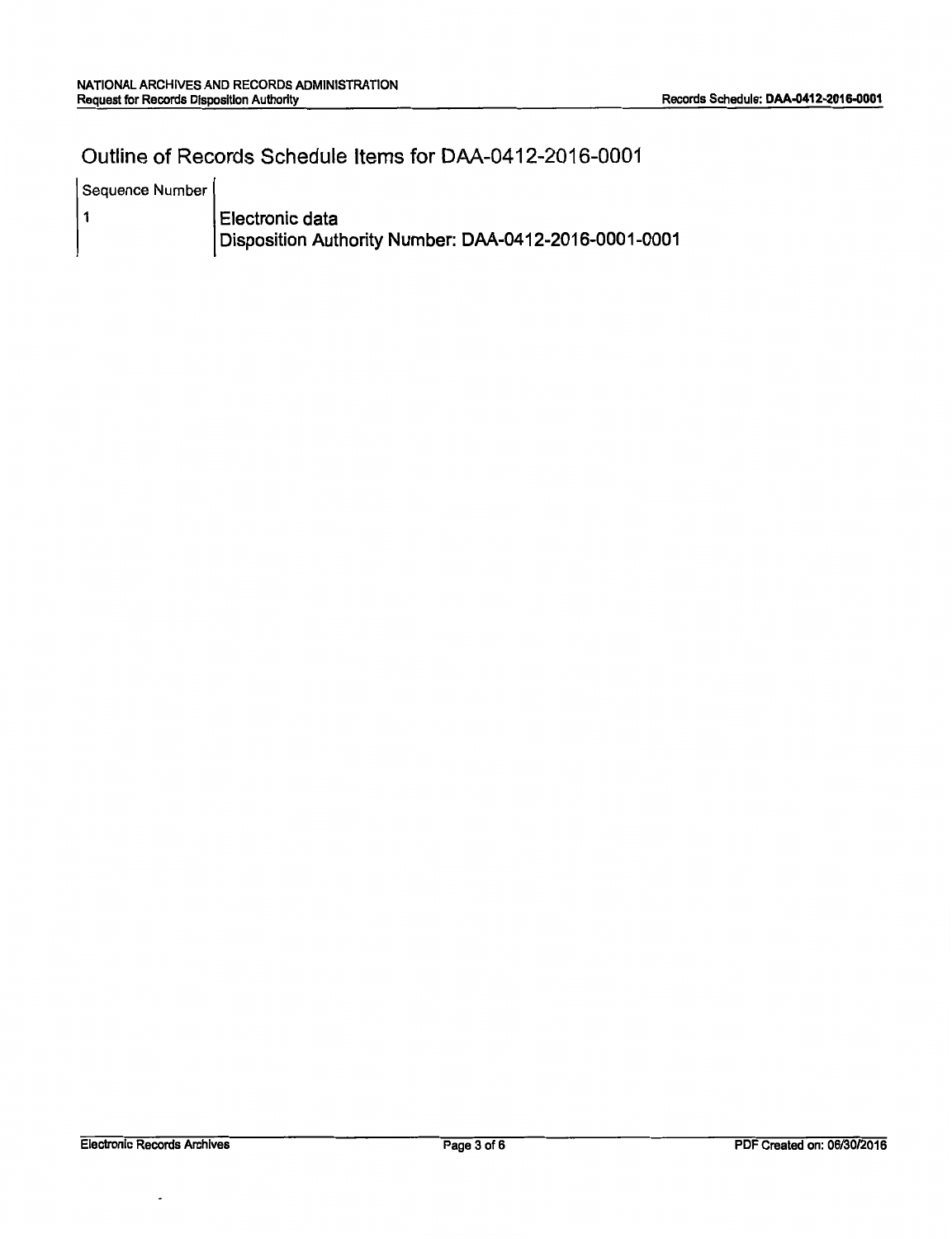# Outline of Records Schedule Items for DAA-0412-2016-0001

| Sequence Number | |
| --- | --- |
| 1 | **Electronic data**<br>**Disposition Authority Number: DAA-0412-2016-0001-0001** |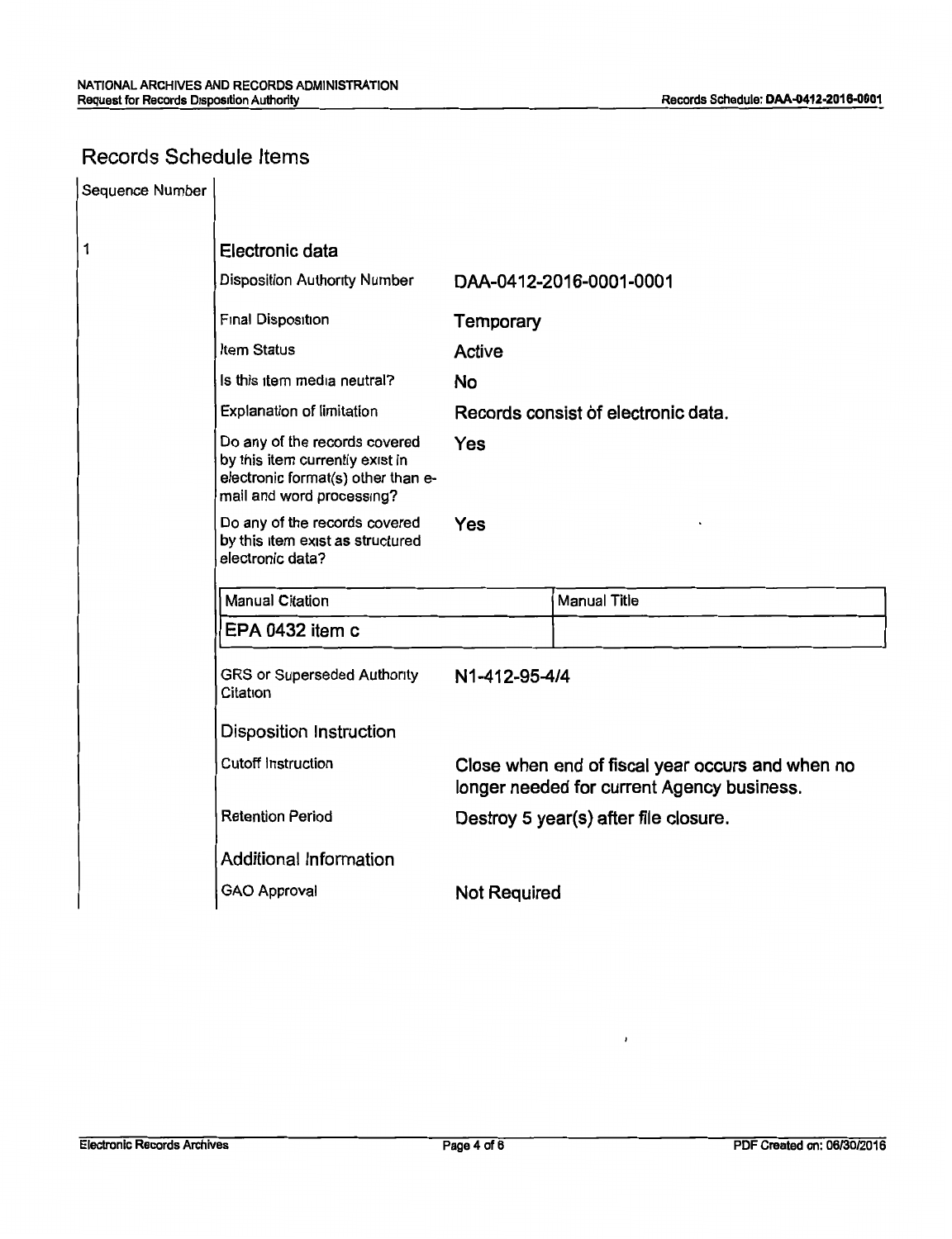## Records Schedule Items

Sequence Number

1

### Electronic data

| | |
|---|---|
| Disposition Authority Number | DAA-0412-2016-0001-0001 |
| Final Disposition | Temporary |
| Item Status | Active |
| Is this item media neutral? | No |
| Explanation of limitation | Records consist of electronic data. |
| Do any of the records covered by this item currently exist in electronic format(s) other than e-mail and word processing? | Yes |
| Do any of the records covered by this item exist as structured electronic data? | Yes |

| Manual Citation | Manual Title |
|---|---|
| EPA 0432 item c | |

| | |
|---|---|
| GRS or Superseded Authority Citation | N1-412-95-4/4 |

#### Disposition Instruction

| | |
|---|---|
| Cutoff Instruction | Close when end of fiscal year occurs and when no longer needed for current Agency business. |
| Retention Period | Destroy 5 year(s) after file closure. |

#### Additional Information

| | |
|---|---|
| GAO Approval | Not Required |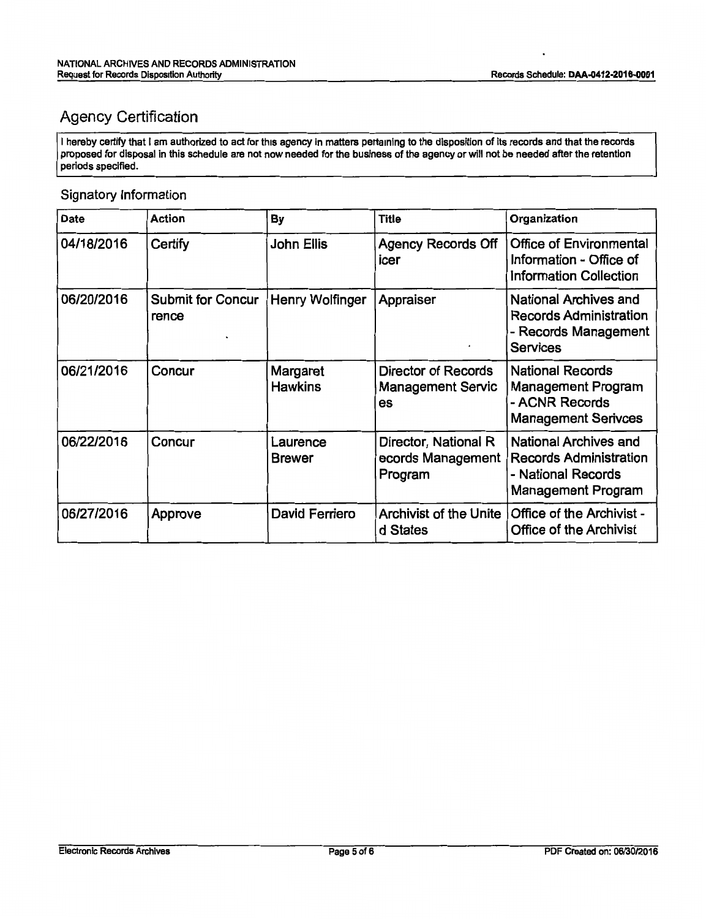## Agency Certification

I hereby certify that I am authorized to act for this agency in matters pertaining to the disposition of its records and that the records proposed for disposal in this schedule are not now needed for the business of the agency or will not be needed after the retention periods specified.

### Signatory Information

| Date | Action | By | Title | Organization |
|---|---|---|---|---|
| 04/18/2016 | Certify | John Ellis | Agency Records Officer | Office of Environmental Information - Office of Information Collection |
| 06/20/2016 | Submit for Concurrence | Henry Wolfinger | Appraiser | National Archives and Records Administration - Records Management Services |
| 06/21/2016 | Concur | Margaret Hawkins | Director of Records Management Services | National Records Management Program - ACNR Records Management Serivces |
| 06/22/2016 | Concur | Laurence Brewer | Director, National Records Management Program | National Archives and Records Administration - National Records Management Program |
| 06/27/2016 | Approve | David Ferriero | Archivist of the United States | Office of the Archivist - Office of the Archivist |